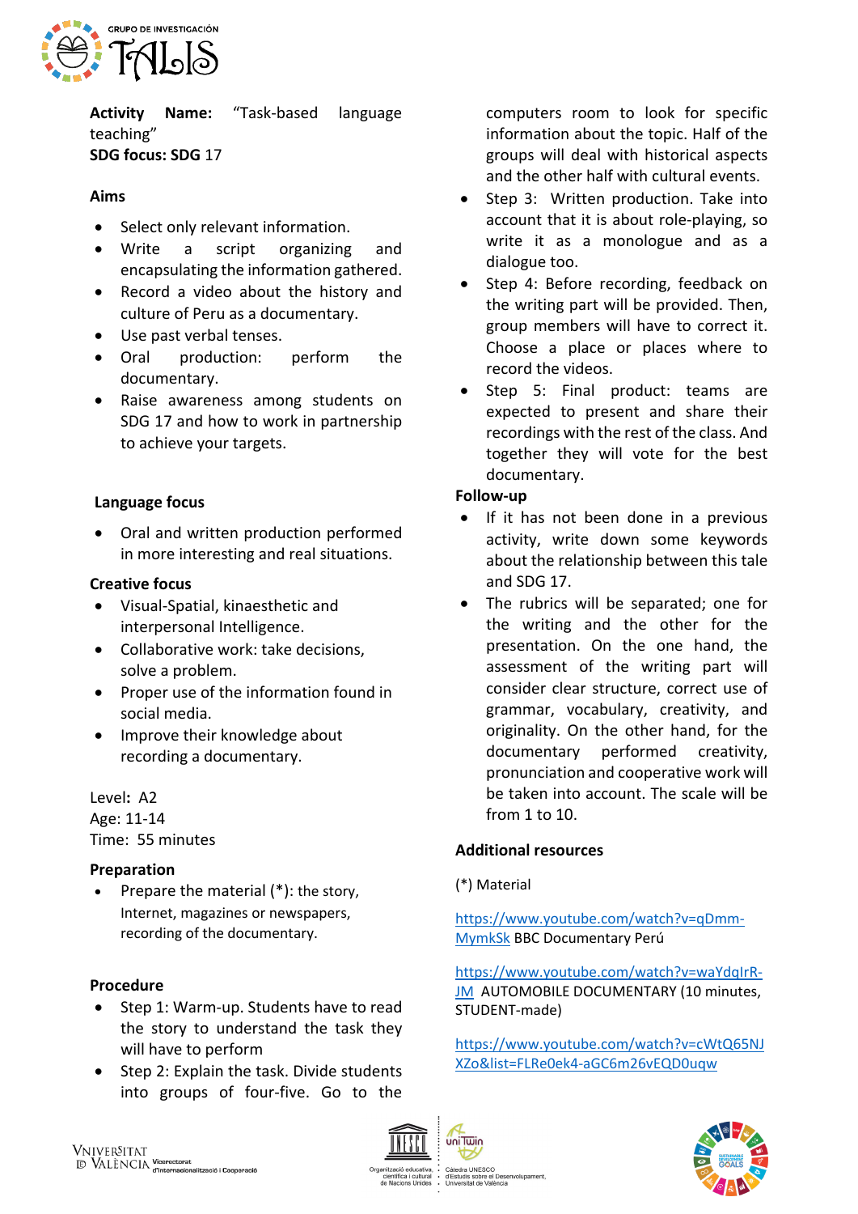**Activity Name:** "Task-based language teaching"
**SDG focus: SDG** 17

**Aims**

- Select only relevant information.
- Write a script organizing and encapsulating the information gathered.
- Record a video about the history and culture of Peru as a documentary.
- Use past verbal tenses.
- Oral production: perform the documentary.
- Raise awareness among students on SDG 17 and how to work in partnership to achieve your targets.

**Language focus**

- Oral and written production performed in more interesting and real situations.

**Creative focus**

- Visual-Spatial, kinaesthetic and interpersonal Intelligence.
- Collaborative work: take decisions, solve a problem.
- Proper use of the information found in social media.
- Improve their knowledge about recording a documentary.

Level**:** A2
Age: 11-14
Time: 55 minutes

**Preparation**

- Prepare the material (*): the story, Internet, magazines or newspapers, recording of the documentary.

**Procedure**

- Step 1: Warm-up. Students have to read the story to understand the task they will have to perform
- Step 2: Explain the task. Divide students into groups of four-five. Go to the computers room to look for specific information about the topic. Half of the groups will deal with historical aspects and the other half with cultural events.
- Step 3: Written production. Take into account that it is about role-playing, so write it as a monologue and as a dialogue too.
- Step 4: Before recording, feedback on the writing part will be provided. Then, group members will have to correct it. Choose a place or places where to record the videos.
- Step 5: Final product: teams are expected to present and share their recordings with the rest of the class. And together they will vote for the best documentary.

**Follow-up**

- If it has not been done in a previous activity, write down some keywords about the relationship between this tale and SDG 17.
- The rubrics will be separated; one for the writing and the other for the presentation. On the one hand, the assessment of the writing part will consider clear structure, correct use of grammar, vocabulary, creativity, and originality. On the other hand, for the documentary performed creativity, pronunciation and cooperative work will be taken into account. The scale will be from 1 to 10.

**Additional resources**

(*) Material

https://www.youtube.com/watch?v=qDmm-MymkSk BBC Documentary Perú

https://www.youtube.com/watch?v=waYdqIrR-JM AUTOMOBILE DOCUMENTARY (10 minutes, STUDENT-made)

https://www.youtube.com/watch?v=cWtQ65NJXZo&list=FLRe0ek4-aGC6m26vEQD0uqw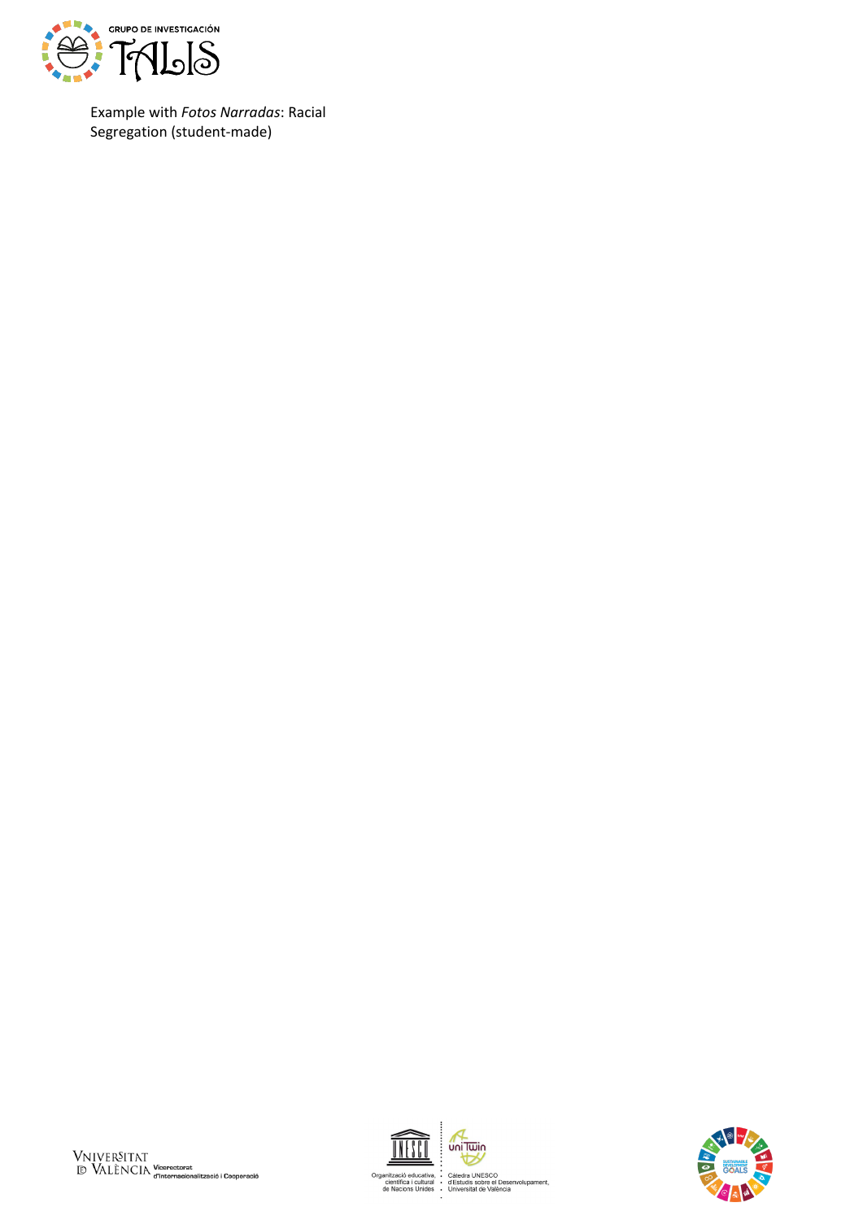Example with *Fotos Narradas*: Racial Segregation (student-made)